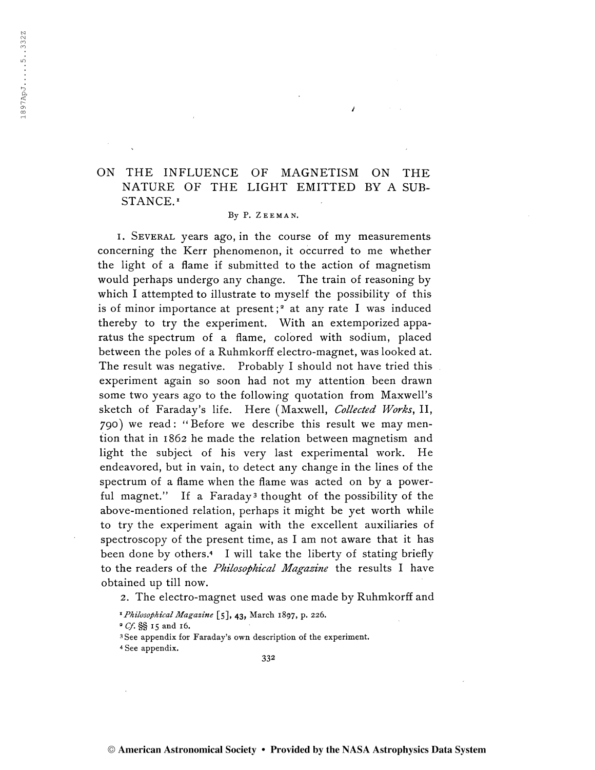# ON THE INFLUENCE OF MAGNETISM ON THE NATURE OF THE LIGHT EMITTED BY A SUBSTANCE.[1]

By P. ZEEMAN.

1. SEVERAL years ago, in the course of my measurements concerning the Kerr phenomenon, it occurred to me whether the light of a flame if submitted to the action of magnetism would perhaps undergo any change. The train of reasoning by which I attempted to illustrate to myself the possibility of this is of minor importance at present;[2] at any rate I was induced thereby to try the experiment. With an extemporized apparatus the spectrum of a flame, colored with sodium, placed between the poles of a Ruhmkorff electro-magnet, was looked at. The result was negative. Probably I should not have tried this experiment again so soon had not my attention been drawn some two years ago to the following quotation from Maxwell's sketch of Faraday's life. Here (Maxwell, *Collected Works*, II, 790) we read: "Before we describe this result we may mention that in 1862 he made the relation between magnetism and light the subject of his very last experimental work. He endeavored, but in vain, to detect any change in the lines of the spectrum of a flame when the flame was acted on by a powerful magnet." If a Faraday[3] thought of the possibility of the above-mentioned relation, perhaps it might be yet worth while to try the experiment again with the excellent auxiliaries of spectroscopy of the present time, as I am not aware that it has been done by others.[4] I will take the liberty of stating briefly to the readers of the *Philosophical Magazine* the results I have obtained up till now.

2. The electro-magnet used was one made by Ruhmkorff and

[1] *Philosophical Magazine* [5], 43, March 1897, p. 226.

[2] *Cf.* §§ 15 and 16.

[3] See appendix for Faraday's own description of the experiment.

[4] See appendix.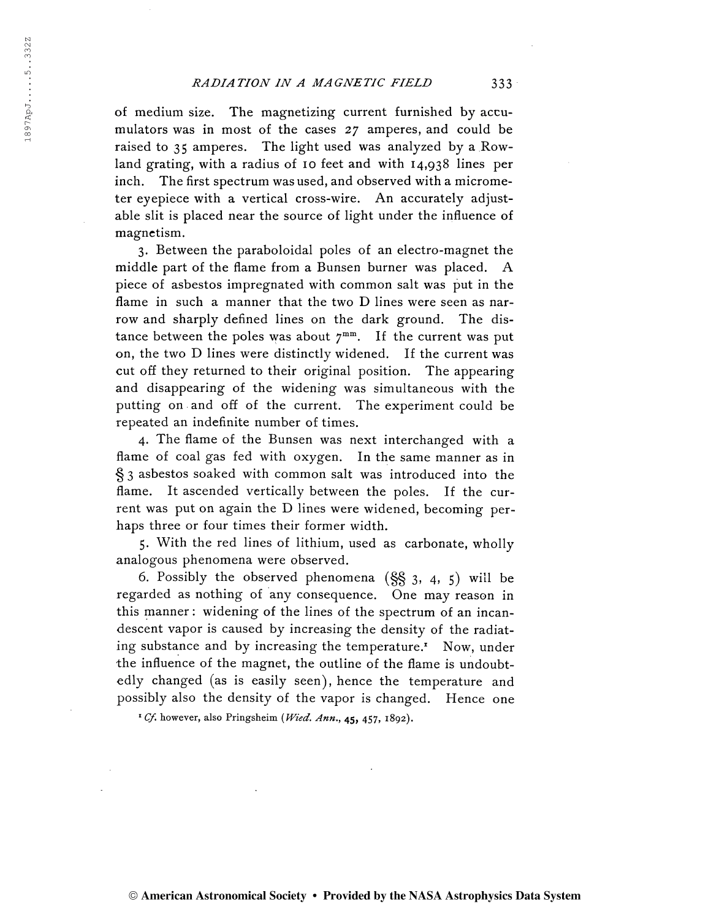of medium size. The magnetizing current furnished by accumulators was in most of the cases 27 amperes, and could be raised to 35 amperes. The light used was analyzed by a Rowland grating, with a radius of 10 feet and with 14,938 lines per inch. The first spectrum was used, and observed with a micrometer eyepiece with a vertical cross-wire. An accurately adjustable slit is placed near the source of light under the influence of magnetism.

3. Between the paraboloidal poles of an electro-magnet the middle part of the flame from a Bunsen burner was placed. A piece of asbestos impregnated with common salt was put in the flame in such a manner that the two D lines were seen as narrow and sharply defined lines on the dark ground. The distance between the poles was about $7^{mm}$. If the current was put on, the two D lines were distinctly widened. If the current was cut off they returned to their original position. The appearing and disappearing of the widening was simultaneous with the putting on and off of the current. The experiment could be repeated an indefinite number of times.

4. The flame of the Bunsen was next interchanged with a flame of coal gas fed with oxygen. In the same manner as in § 3 asbestos soaked with common salt was introduced into the flame. It ascended vertically between the poles. If the current was put on again the D lines were widened, becoming perhaps three or four times their former width.

5. With the red lines of lithium, used as carbonate, wholly analogous phenomena were observed.

6. Possibly the observed phenomena (§§ 3, 4, 5) will be regarded as nothing of any consequence. One may reason in this manner: widening of the lines of the spectrum of an incandescent vapor is caused by increasing the density of the radiating substance and by increasing the temperature.[1] Now, under the influence of the magnet, the outline of the flame is undoubtedly changed (as is easily seen), hence the temperature and possibly also the density of the vapor is changed. Hence one

[1] *Cf.* however, also Pringsheim (*Wied. Ann.*, **45**, 457, 1892).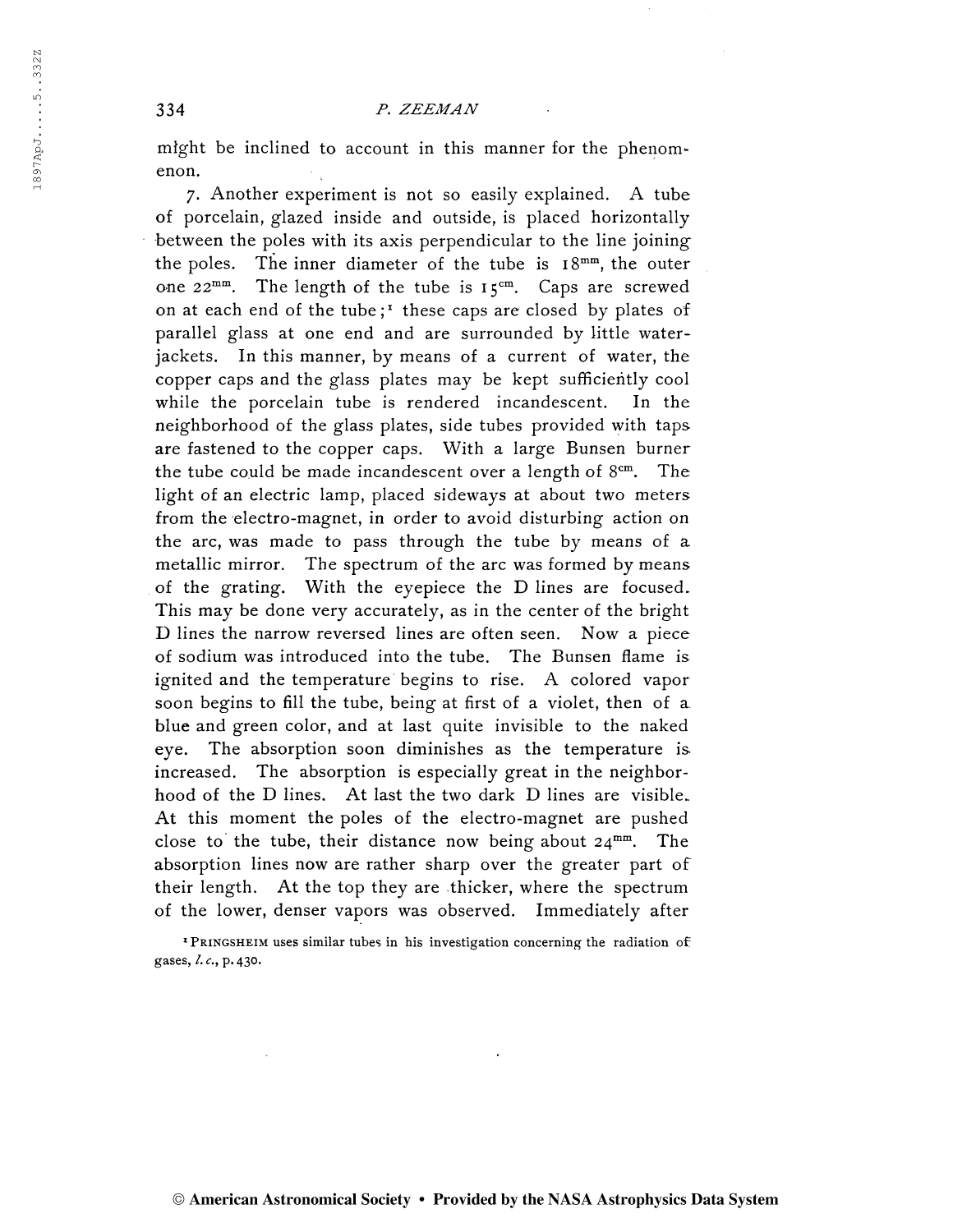might be inclined to account in this manner for the phenomenon.

7. Another experiment is not so easily explained. A tube of porcelain, glazed inside and outside, is placed horizontally between the poles with its axis perpendicular to the line joining the poles. The inner diameter of the tube is $18^{mm}$, the outer one $22^{mm}$. The length of the tube is $15^{cm}$. Caps are screwed on at each end of the tube;[1] these caps are closed by plates of parallel glass at one end and are surrounded by little water-jackets. In this manner, by means of a current of water, the copper caps and the glass plates may be kept sufficiently cool while the porcelain tube is rendered incandescent. In the neighborhood of the glass plates, side tubes provided with taps are fastened to the copper caps. With a large Bunsen burner the tube could be made incandescent over a length of $8^{cm}$. The light of an electric lamp, placed sideways at about two meters from the electro-magnet, in order to avoid disturbing action on the arc, was made to pass through the tube by means of a metallic mirror. The spectrum of the arc was formed by means of the grating. With the eyepiece the D lines are focused. This may be done very accurately, as in the center of the bright D lines the narrow reversed lines are often seen. Now a piece of sodium was introduced into the tube. The Bunsen flame is ignited and the temperature begins to rise. A colored vapor soon begins to fill the tube, being at first of a violet, then of a blue and green color, and at last quite invisible to the naked eye. The absorption soon diminishes as the temperature is increased. The absorption is especially great in the neighborhood of the D lines. At last the two dark D lines are visible. At this moment the poles of the electro-magnet are pushed close to the tube, their distance now being about $24^{mm}$. The absorption lines now are rather sharp over the greater part of their length. At the top they are thicker, where the spectrum of the lower, denser vapors was observed. Immediately after

[1] PRINGSHEIM uses similar tubes in his investigation concerning the radiation of gases, *l. c.*, p. 430.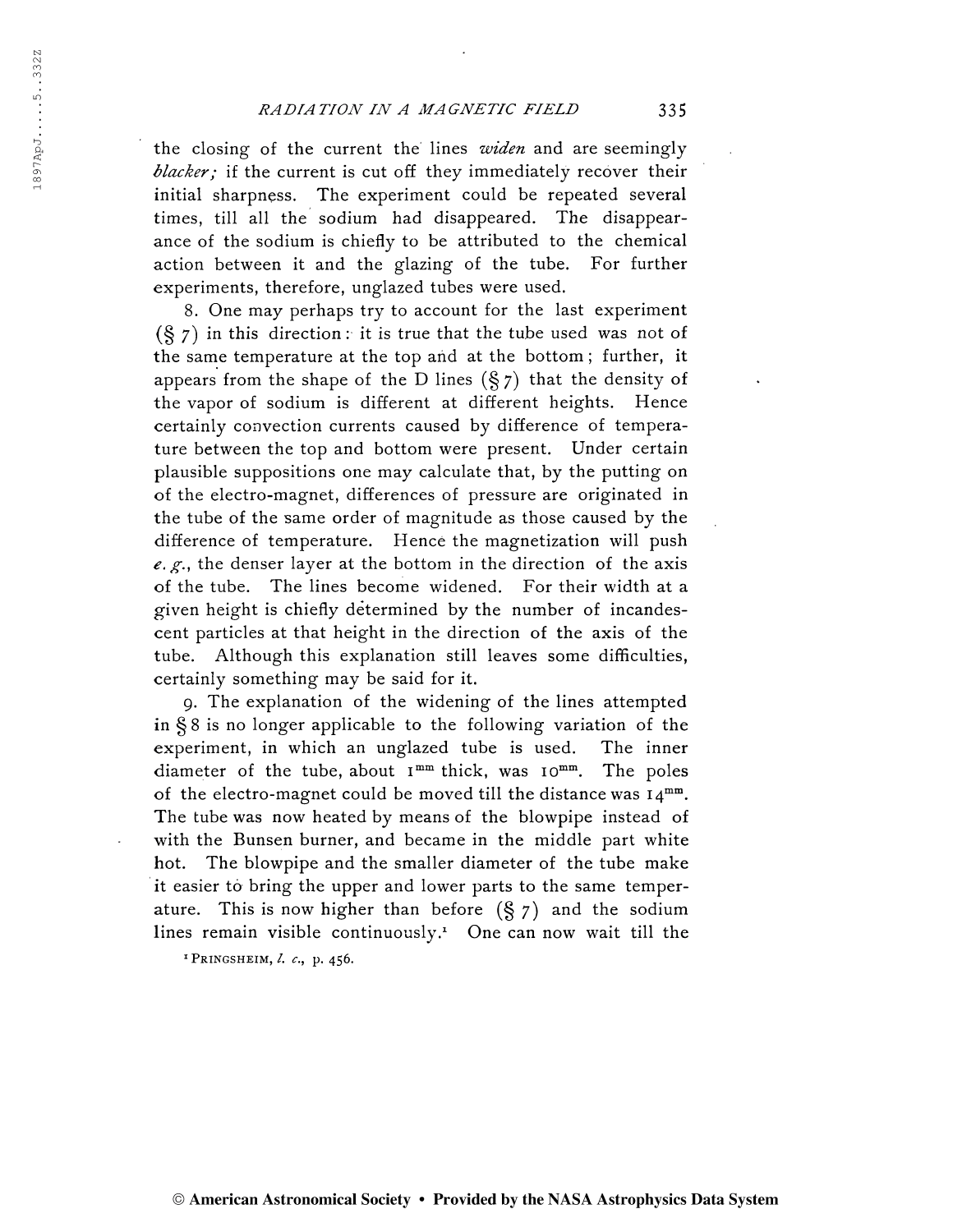the closing of the current the lines *widen* and are seemingly *blacker;* if the current is cut off they immediately recover their initial sharpness. The experiment could be repeated several times, till all the sodium had disappeared. The disappearance of the sodium is chiefly to be attributed to the chemical action between it and the glazing of the tube. For further experiments, therefore, unglazed tubes were used.

8. One may perhaps try to account for the last experiment (§ 7) in this direction: it is true that the tube used was not of the same temperature at the top and at the bottom; further, it appears from the shape of the D lines (§ 7) that the density of the vapor of sodium is different at different heights. Hence certainly convection currents caused by difference of temperature between the top and bottom were present. Under certain plausible suppositions one may calculate that, by the putting on of the electro-magnet, differences of pressure are originated in the tube of the same order of magnitude as those caused by the difference of temperature. Hence the magnetization will push *e. g.*, the denser layer at the bottom in the direction of the axis of the tube. The lines become widened. For their width at a given height is chiefly determined by the number of incandescent particles at that height in the direction of the axis of the tube. Although this explanation still leaves some difficulties, certainly something may be said for it.

9. The explanation of the widening of the lines attempted in § 8 is no longer applicable to the following variation of the experiment, in which an unglazed tube is used. The inner diameter of the tube, about $1^{mm}$ thick, was $10^{mm}$. The poles of the electro-magnet could be moved till the distance was $14^{mm}$. The tube was now heated by means of the blowpipe instead of with the Bunsen burner, and became in the middle part white hot. The blowpipe and the smaller diameter of the tube make it easier to bring the upper and lower parts to the same temperature. This is now higher than before (§ 7) and the sodium lines remain visible continuously.[1] One can now wait till the

[1] PRINGSHEIM, *l. c.*, p. 456.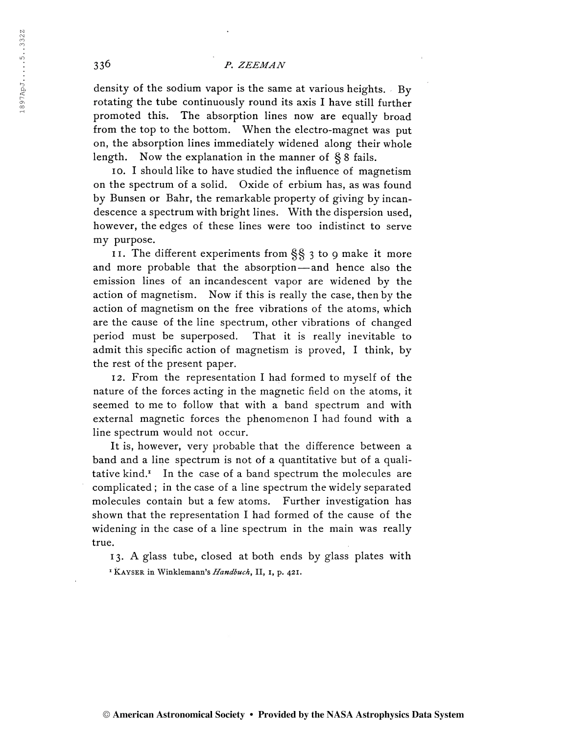density of the sodium vapor is the same at various heights. By rotating the tube continuously round its axis I have still further promoted this. The absorption lines now are equally broad from the top to the bottom. When the electro-magnet was put on, the absorption lines immediately widened along their whole length. Now the explanation in the manner of § 8 fails.

10. I should like to have studied the influence of magnetism on the spectrum of a solid. Oxide of erbium has, as was found by Bunsen or Bahr, the remarkable property of giving by incandescence a spectrum with bright lines. With the dispersion used, however, the edges of these lines were too indistinct to serve my purpose.

11. The different experiments from §§ 3 to 9 make it more and more probable that the absorption—and hence also the emission lines of an incandescent vapor are widened by the action of magnetism. Now if this is really the case, then by the action of magnetism on the free vibrations of the atoms, which are the cause of the line spectrum, other vibrations of changed period must be superposed. That it is really inevitable to admit this specific action of magnetism is proved, I think, by the rest of the present paper.

12. From the representation I had formed to myself of the nature of the forces acting in the magnetic field on the atoms, it seemed to me to follow that with a band spectrum and with external magnetic forces the phenomenon I had found with a line spectrum would not occur.

It is, however, very probable that the difference between a band and a line spectrum is not of a quantitative but of a qualitative kind.[1] In the case of a band spectrum the molecules are complicated; in the case of a line spectrum the widely separated molecules contain but a few atoms. Further investigation has shown that the representation I had formed of the cause of the widening in the case of a line spectrum in the main was really true.

13. A glass tube, closed at both ends by glass plates with

[1] KAYSER in Winklemann's *Handbuch*, II, 1, p. 421.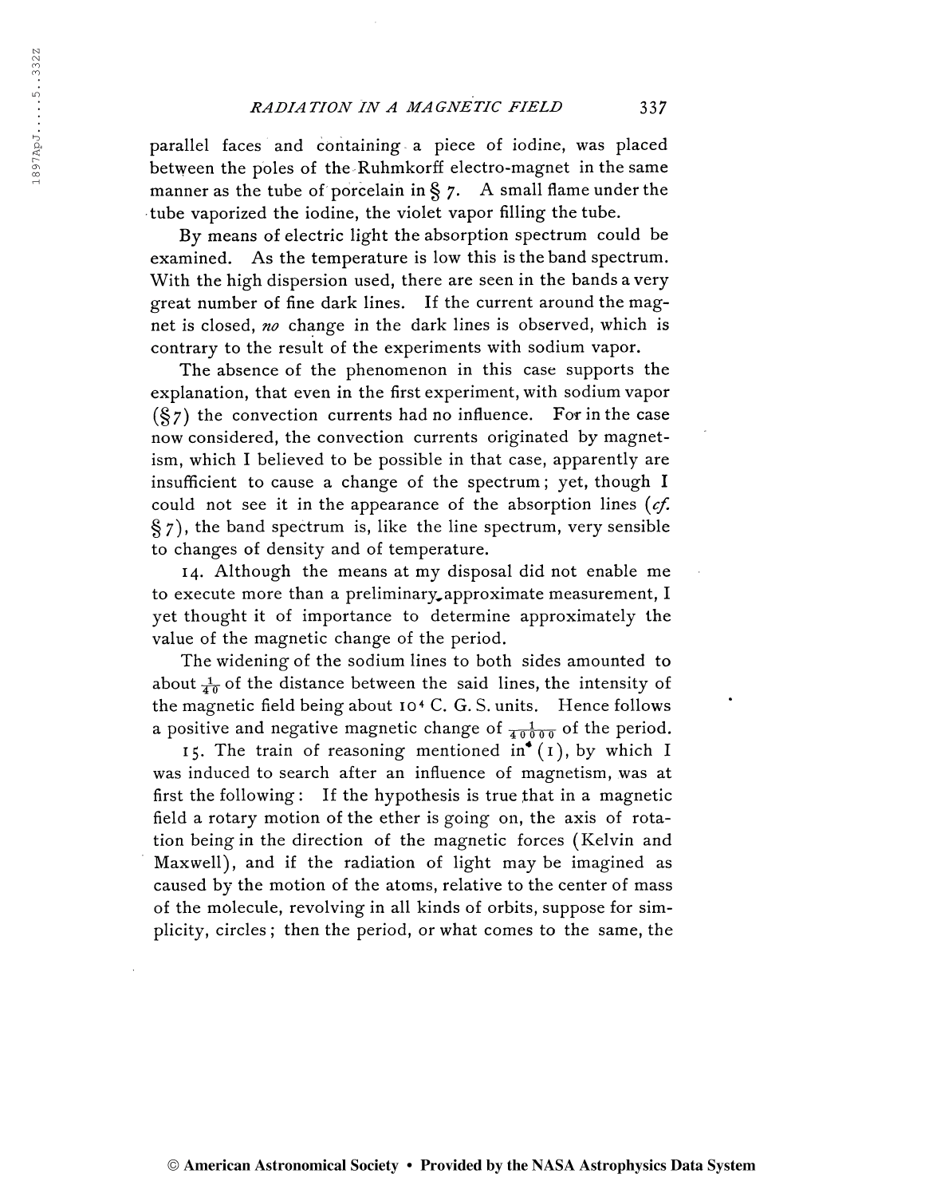parallel faces and containing a piece of iodine, was placed between the poles of the Ruhmkorff electro-magnet in the same manner as the tube of porcelain in § 7. A small flame under the tube vaporized the iodine, the violet vapor filling the tube.

By means of electric light the absorption spectrum could be examined. As the temperature is low this is the band spectrum. With the high dispersion used, there are seen in the bands a very great number of fine dark lines. If the current around the magnet is closed, *no* change in the dark lines is observed, which is contrary to the result of the experiments with sodium vapor.

The absence of the phenomenon in this case supports the explanation, that even in the first experiment, with sodium vapor (§ 7) the convection currents had no influence. For in the case now considered, the convection currents originated by magnetism, which I believed to be possible in that case, apparently are insufficient to cause a change of the spectrum; yet, though I could not see it in the appearance of the absorption lines (*cf.* § 7), the band spectrum is, like the line spectrum, very sensible to changes of density and of temperature.

14. Although the means at my disposal did not enable me to execute more than a preliminary approximate measurement, I yet thought it of importance to determine approximately the value of the magnetic change of the period.

The widening of the sodium lines to both sides amounted to about $\frac{1}{40}$ of the distance between the said lines, the intensity of the magnetic field being about $10^4$ C. G. S. units. Hence follows a positive and negative magnetic change of $\frac{1}{40000}$ of the period.

15. The train of reasoning mentioned in (1), by which I was induced to search after an influence of magnetism, was at first the following: If the hypothesis is true that in a magnetic field a rotary motion of the ether is going on, the axis of rotation being in the direction of the magnetic forces (Kelvin and Maxwell), and if the radiation of light may be imagined as caused by the motion of the atoms, relative to the center of mass of the molecule, revolving in all kinds of orbits, suppose for simplicity, circles; then the period, or what comes to the same, the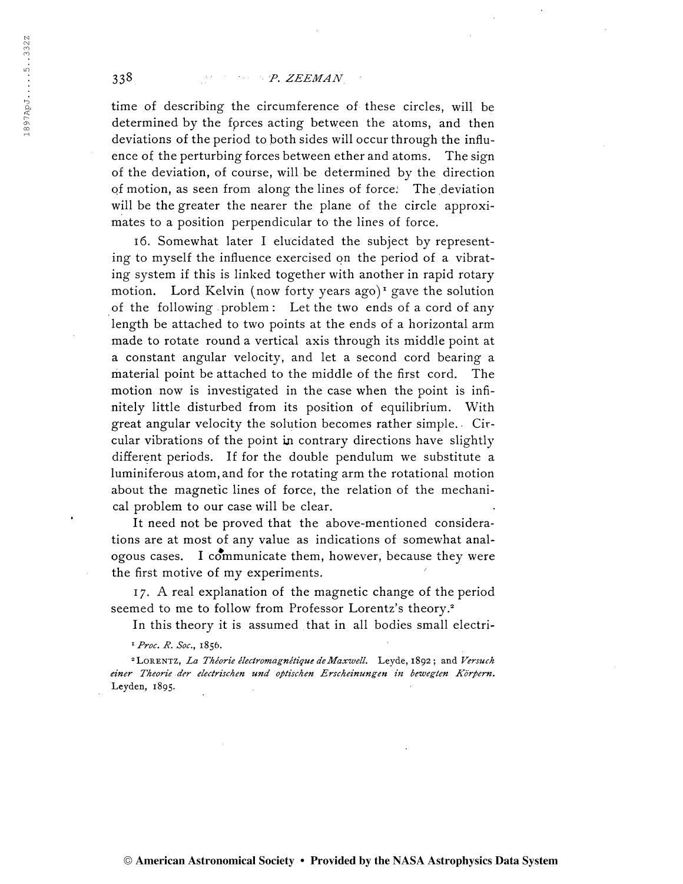time of describing the circumference of these circles, will be determined by the forces acting between the atoms, and then deviations of the period to both sides will occur through the influence of the perturbing forces between ether and atoms. The sign of the deviation, of course, will be determined by the direction of motion, as seen from along the lines of force. The deviation will be the greater the nearer the plane of the circle approximates to a position perpendicular to the lines of force.

16. Somewhat later I elucidated the subject by representing to myself the influence exercised on the period of a vibrating system if this is linked together with another in rapid rotary motion. Lord Kelvin (now forty years ago)[1] gave the solution of the following problem: Let the two ends of a cord of any length be attached to two points at the ends of a horizontal arm made to rotate round a vertical axis through its middle point at a constant angular velocity, and let a second cord bearing a material point be attached to the middle of the first cord. The motion now is investigated in the case when the point is infinitely little disturbed from its position of equilibrium. With great angular velocity the solution becomes rather simple. Circular vibrations of the point in contrary directions have slightly different periods. If for the double pendulum we substitute a luminiferous atom, and for the rotating arm the rotational motion about the magnetic lines of force, the relation of the mechanical problem to our case will be clear.

It need not be proved that the above-mentioned considerations are at most of any value as indications of somewhat analogous cases. I communicate them, however, because they were the first motive of my experiments.

17. A real explanation of the magnetic change of the period seemed to me to follow from Professor Lorentz's theory.[2]

In this theory it is assumed that in all bodies small electri-

[1] *Proc. R. Soc.*, 1856.

[2] LORENTZ, *La Théorie électromagnétique de Maxwell.* Leyde, 1892; and *Versuch einer Theorie der electrischen und optischen Erscheinungen in bewegten Körpern.* Leyden, 1895.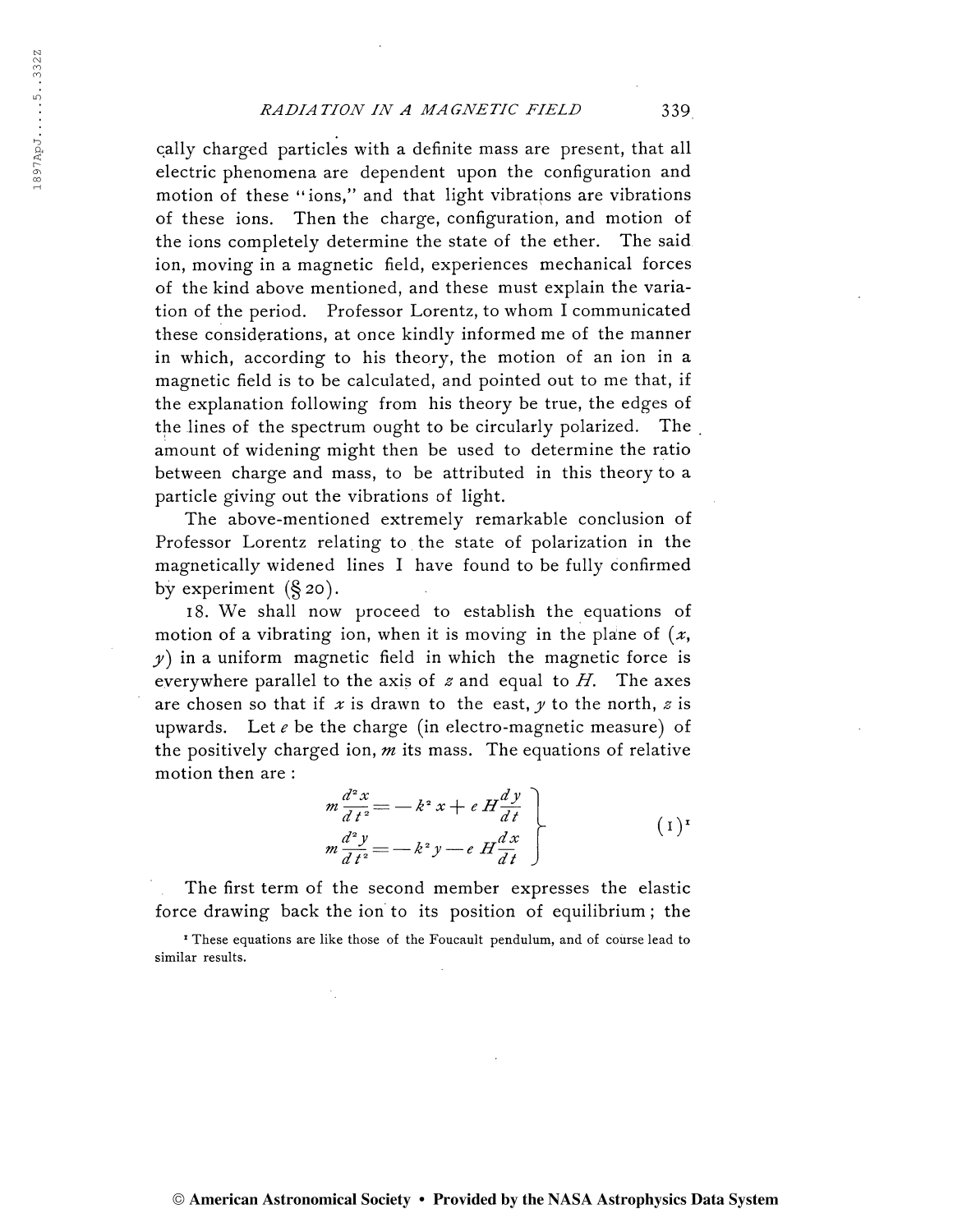cally charged particles with a definite mass are present, that all electric phenomena are dependent upon the configuration and motion of these "ions," and that light vibrations are vibrations of these ions. Then the charge, configuration, and motion of the ions completely determine the state of the ether. The said ion, moving in a magnetic field, experiences mechanical forces of the kind above mentioned, and these must explain the variation of the period. Professor Lorentz, to whom I communicated these considerations, at once kindly informed me of the manner in which, according to his theory, the motion of an ion in a magnetic field is to be calculated, and pointed out to me that, if the explanation following from his theory be true, the edges of the lines of the spectrum ought to be circularly polarized. The amount of widening might then be used to determine the ratio between charge and mass, to be attributed in this theory to a particle giving out the vibrations of light.

The above-mentioned extremely remarkable conclusion of Professor Lorentz relating to the state of polarization in the magnetically widened lines I have found to be fully confirmed by experiment (§ 20).

18. We shall now proceed to establish the equations of motion of a vibrating ion, when it is moving in the plane of $(x, y)$ in a uniform magnetic field in which the magnetic force is everywhere parallel to the axis of $z$ and equal to $H$. The axes are chosen so that if $x$ is drawn to the east, $y$ to the north, $z$ is upwards. Let $e$ be the charge (in electro-magnetic measure) of the positively charged ion, $m$ its mass. The equations of relative motion then are:

$$\left.\begin{aligned} m\frac{d^2x}{dt^2} &= -k^2x + eH\frac{dy}{dt} \\ m\frac{d^2y}{dt^2} &= -k^2y - eH\frac{dx}{dt} \end{aligned}\right\} \qquad (1)^{[1]}$$

The first term of the second member expresses the elastic force drawing back the ion to its position of equilibrium; the

[1] These equations are like those of the Foucault pendulum, and of course lead to similar results.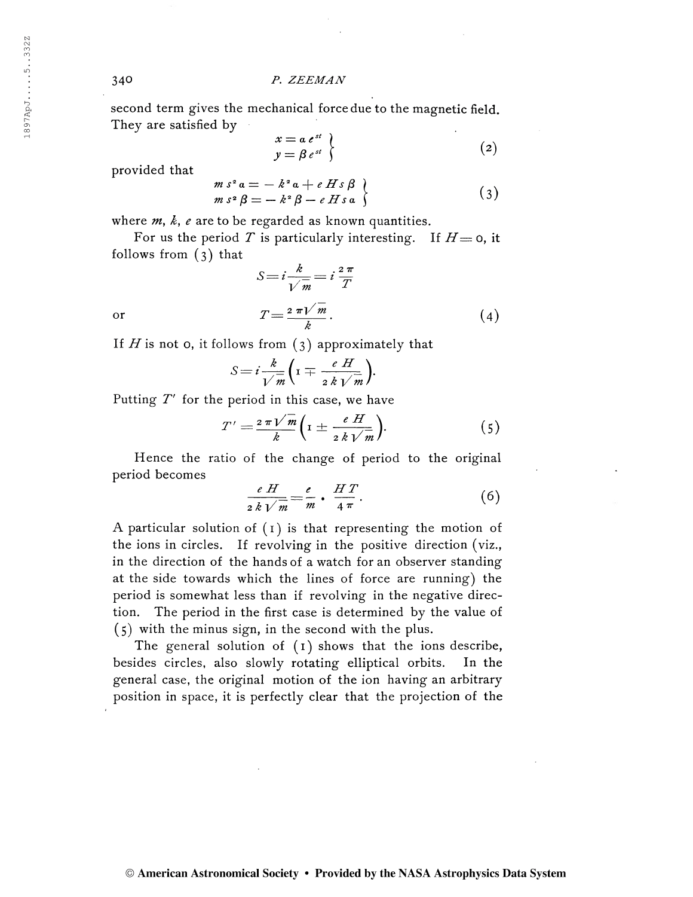second term gives the mechanical force due to the magnetic field. They are satisfied by

$$\left.\begin{aligned} x &= \alpha e^{st} \\ y &= \beta e^{st} \end{aligned}\right\} \tag{2}$$

provided that

$$\left.\begin{aligned} m s^2 \alpha &= -k^2 \alpha + e H s \beta \\ m s^2 \beta &= -k^2 \beta - e H s \alpha \end{aligned}\right\} \tag{3}$$

where $m$, $k$, $e$ are to be regarded as known quantities.

For us the period $T$ is particularly interesting. If $H = 0$, it follows from (3) that

$$S = i \frac{k}{\sqrt{m}} = i \frac{2\pi}{T}$$

or

$$T = \frac{2\pi \sqrt{m}}{k}. \tag{4}$$

If $H$ is not 0, it follows from (3) approximately that

$$S = i \frac{k}{\sqrt{m}} \left( 1 \mp \frac{eH}{2k\sqrt{m}} \right).$$

Putting $T'$ for the period in this case, we have

$$T' = \frac{2\pi\sqrt{m}}{k} \left( 1 \pm \frac{eH}{2k\sqrt{m}} \right). \tag{5}$$

Hence the ratio of the change of period to the original period becomes

$$\frac{eH}{2k\sqrt{m}} = \frac{e}{m} \cdot \frac{HT}{4\pi}. \tag{6}$$

A particular solution of (1) is that representing the motion of the ions in circles. If revolving in the positive direction (viz., in the direction of the hands of a watch for an observer standing at the side towards which the lines of force are running) the period is somewhat less than if revolving in the negative direction. The period in the first case is determined by the value of (5) with the minus sign, in the second with the plus.

The general solution of (1) shows that the ions describe, besides circles, also slowly rotating elliptical orbits. In the general case, the original motion of the ion having an arbitrary position in space, it is perfectly clear that the projection of the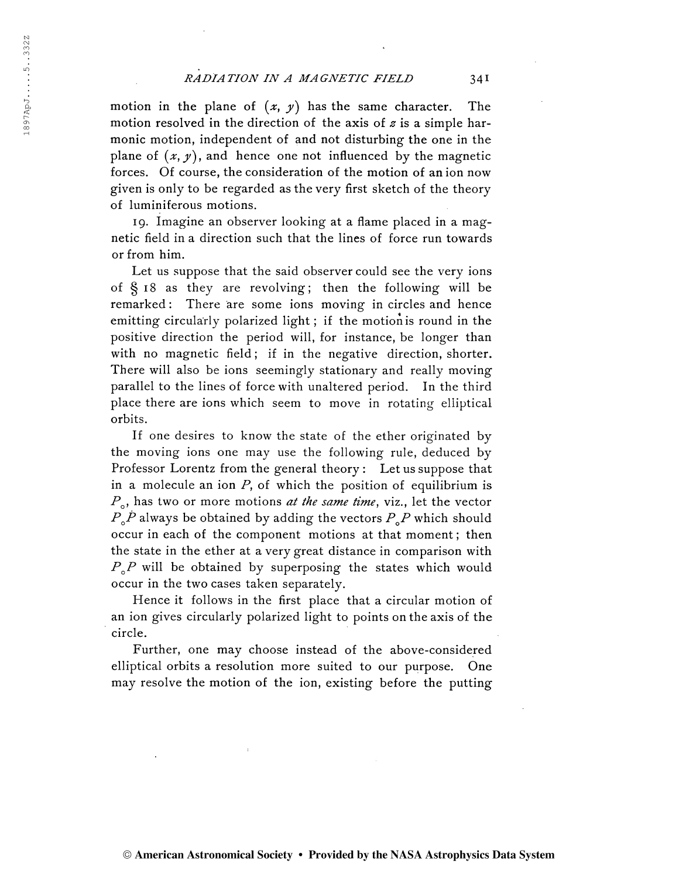motion in the plane of $(x, y)$ has the same character. The motion resolved in the direction of the axis of $z$ is a simple harmonic motion, independent of and not disturbing the one in the plane of $(x, y)$, and hence one not influenced by the magnetic forces. Of course, the consideration of the motion of an ion now given is only to be regarded as the very first sketch of the theory of luminiferous motions.

19. Imagine an observer looking at a flame placed in a magnetic field in a direction such that the lines of force run towards or from him.

Let us suppose that the said observer could see the very ions of § 18 as they are revolving; then the following will be remarked: There are some ions moving in circles and hence emitting circularly polarized light; if the motion is round in the positive direction the period will, for instance, be longer than with no magnetic field; if in the negative direction, shorter. There will also be ions seemingly stationary and really moving parallel to the lines of force with unaltered period. In the third place there are ions which seem to move in rotating elliptical orbits.

If one desires to know the state of the ether originated by the moving ions one may use the following rule, deduced by Professor Lorentz from the general theory: Let us suppose that in a molecule an ion $P$, of which the position of equilibrium is $P_0$, has two or more motions *at the same time*, viz., let the vector $P_0P$ always be obtained by adding the vectors $P_0P$ which should occur in each of the component motions at that moment; then the state in the ether at a very great distance in comparison with $P_0P$ will be obtained by superposing the states which would occur in the two cases taken separately.

Hence it follows in the first place that a circular motion of an ion gives circularly polarized light to points on the axis of the circle.

Further, one may choose instead of the above-considered elliptical orbits a resolution more suited to our purpose. One may resolve the motion of the ion, existing before the putting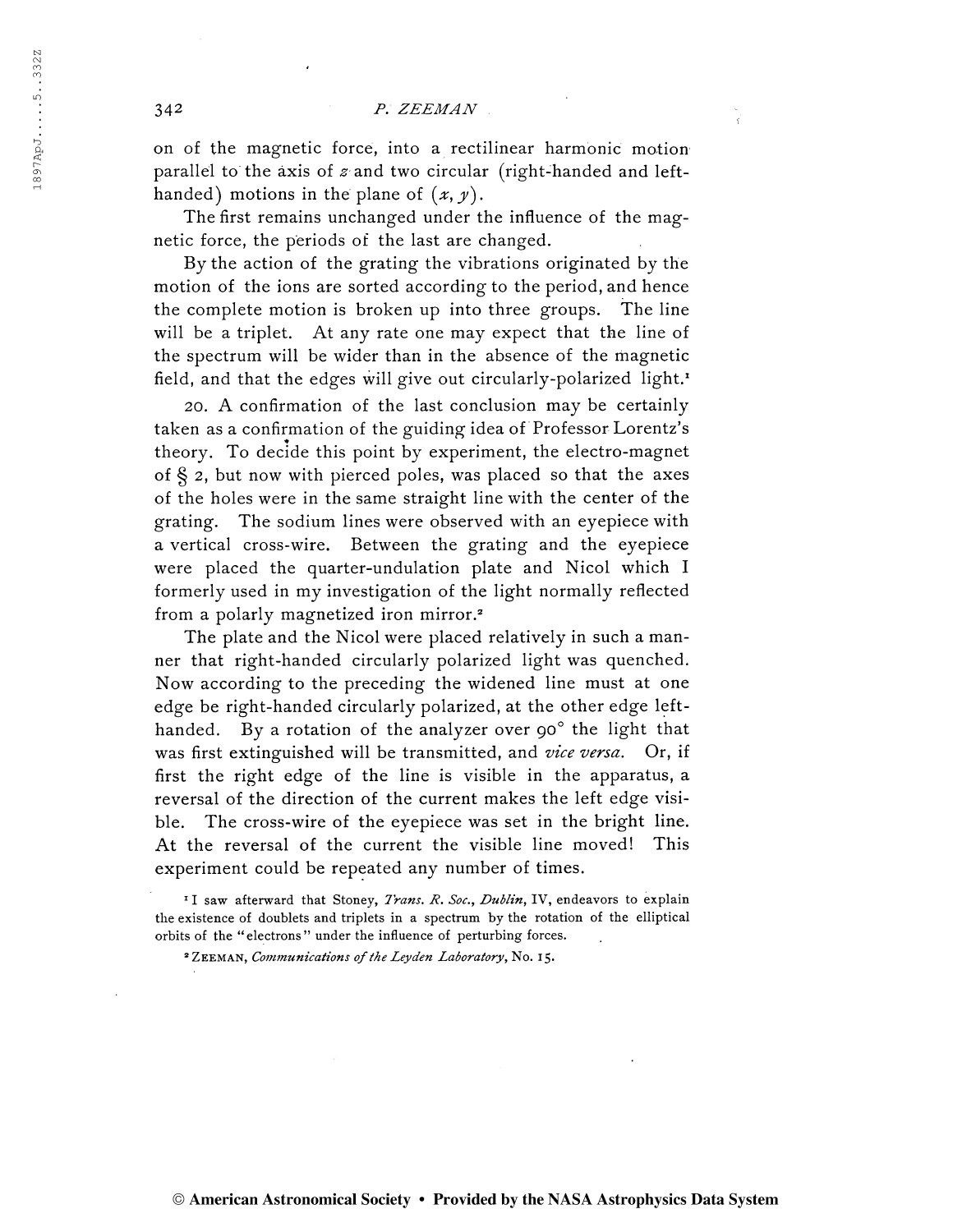on of the magnetic force, into a rectilinear harmonic motion parallel to the axis of $z$ and two circular (right-handed and left-handed) motions in the plane of $(x, y)$.

The first remains unchanged under the influence of the magnetic force, the periods of the last are changed.

By the action of the grating the vibrations originated by the motion of the ions are sorted according to the period, and hence the complete motion is broken up into three groups. The line will be a triplet. At any rate one may expect that the line of the spectrum will be wider than in the absence of the magnetic field, and that the edges will give out circularly-polarized light.[1]

20. A confirmation of the last conclusion may be certainly taken as a confirmation of the guiding idea of Professor Lorentz's theory. To decide this point by experiment, the electro-magnet of § 2, but now with pierced poles, was placed so that the axes of the holes were in the same straight line with the center of the grating. The sodium lines were observed with an eyepiece with a vertical cross-wire. Between the grating and the eyepiece were placed the quarter-undulation plate and Nicol which I formerly used in my investigation of the light normally reflected from a polarly magnetized iron mirror.[2]

The plate and the Nicol were placed relatively in such a manner that right-handed circularly polarized light was quenched. Now according to the preceding the widened line must at one edge be right-handed circularly polarized, at the other edge left-handed. By a rotation of the analyzer over 90° the light that was first extinguished will be transmitted, and *vice versa*. Or, if first the right edge of the line is visible in the apparatus, a reversal of the direction of the current makes the left edge visible. The cross-wire of the eyepiece was set in the bright line. At the reversal of the current the visible line moved! This experiment could be repeated any number of times.

[1] I saw afterward that Stoney, *Trans. R. Soc., Dublin*, IV, endeavors to explain the existence of doublets and triplets in a spectrum by the rotation of the elliptical orbits of the "electrons" under the influence of perturbing forces.

[2] ZEEMAN, *Communications of the Leyden Laboratory*, No. 15.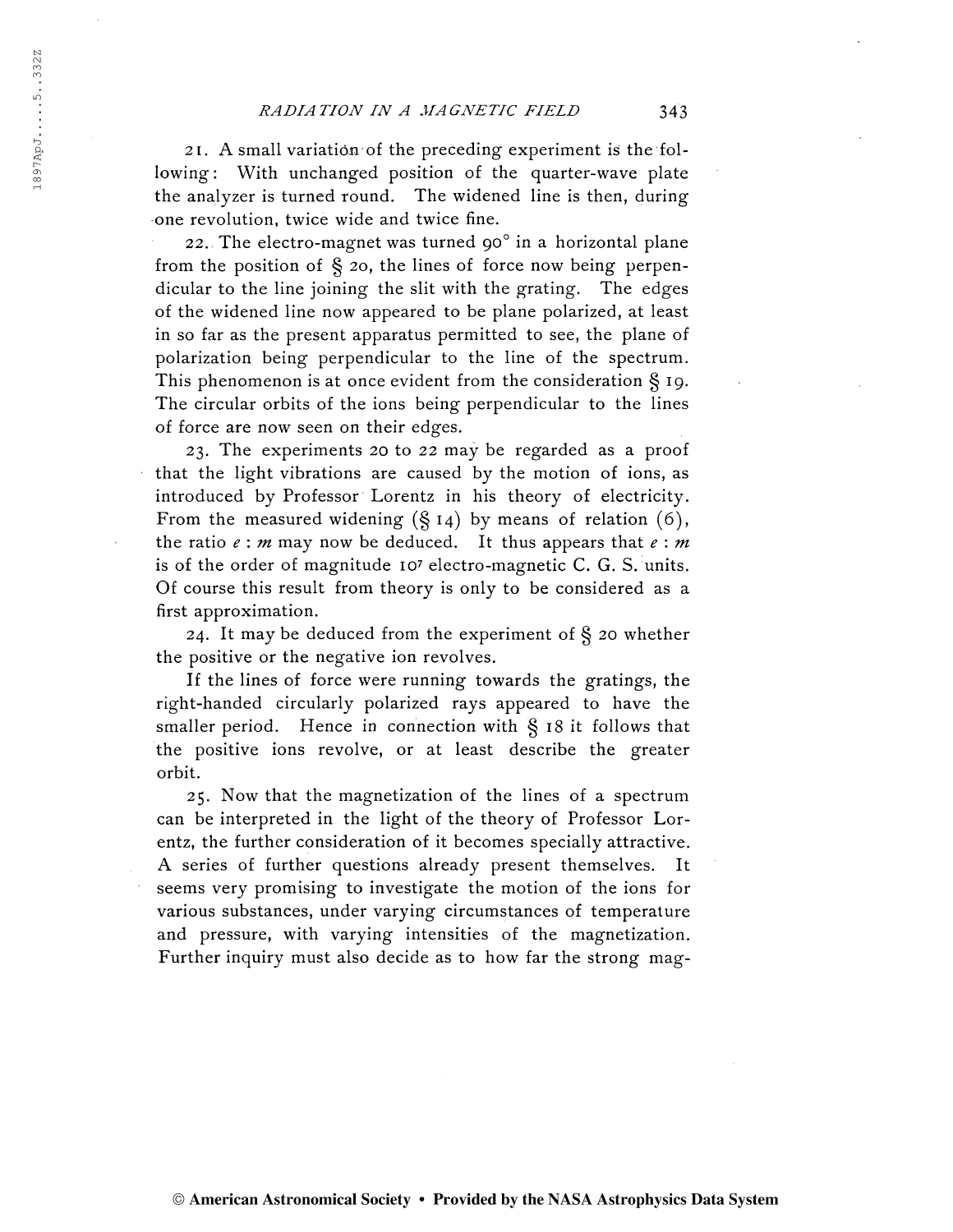21. A small variation of the preceding experiment is the following: With unchanged position of the quarter-wave plate the analyzer is turned round. The widened line is then, during one revolution, twice wide and twice fine.

22. The electro-magnet was turned 90° in a horizontal plane from the position of § 20, the lines of force now being perpendicular to the line joining the slit with the grating. The edges of the widened line now appeared to be plane polarized, at least in so far as the present apparatus permitted to see, the plane of polarization being perpendicular to the line of the spectrum. This phenomenon is at once evident from the consideration § 19. The circular orbits of the ions being perpendicular to the lines of force are now seen on their edges.

23. The experiments 20 to 22 may be regarded as a proof that the light vibrations are caused by the motion of ions, as introduced by Professor Lorentz in his theory of electricity. From the measured widening (§ 14) by means of relation (6), the ratio $e : m$ may now be deduced. It thus appears that $e : m$ is of the order of magnitude $10^7$ electro-magnetic C. G. S. units. Of course this result from theory is only to be considered as a first approximation.

24. It may be deduced from the experiment of § 20 whether the positive or the negative ion revolves.

If the lines of force were running towards the gratings, the right-handed circularly polarized rays appeared to have the smaller period. Hence in connection with § 18 it follows that the positive ions revolve, or at least describe the greater orbit.

25. Now that the magnetization of the lines of a spectrum can be interpreted in the light of the theory of Professor Lorentz, the further consideration of it becomes specially attractive. A series of further questions already present themselves. It seems very promising to investigate the motion of the ions for various substances, under varying circumstances of temperature and pressure, with varying intensities of the magnetization. Further inquiry must also decide as to how far the strong mag-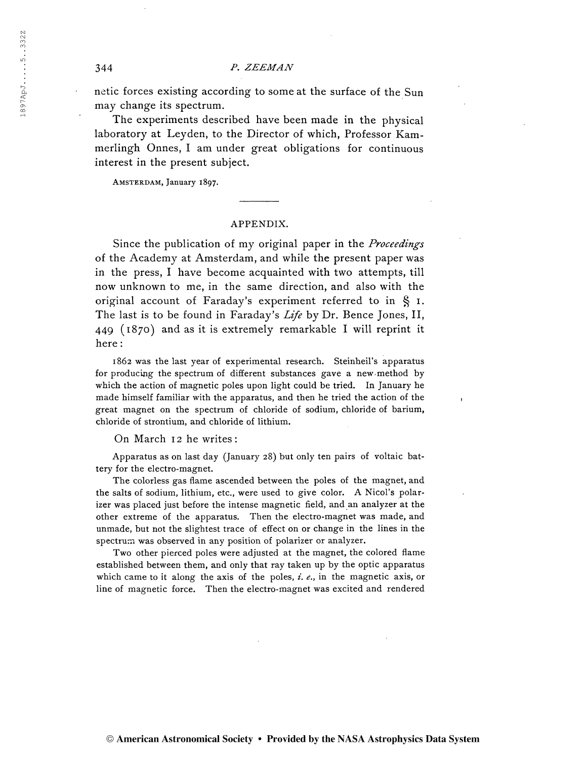netic forces existing according to some at the surface of the Sun may change its spectrum.

The experiments described have been made in the physical laboratory at Leyden, to the Director of which, Professor Kamerlingh Onnes, I am under great obligations for continuous interest in the present subject.

AMSTERDAM, January 1897.

---

## APPENDIX.

Since the publication of my original paper in the *Proceedings* of the Academy at Amsterdam, and while the present paper was in the press, I have become acquainted with two attempts, till now unknown to me, in the same direction, and also with the original account of Faraday's experiment referred to in § 1. The last is to be found in Faraday's *Life* by Dr. Bence Jones, II, 449 (1870) and as it is extremely remarkable I will reprint it here:

> 1862 was the last year of experimental research. Steinheil's apparatus for producing the spectrum of different substances gave a new method by which the action of magnetic poles upon light could be tried. In January he made himself familiar with the apparatus, and then he tried the action of the great magnet on the spectrum of chloride of sodium, chloride of barium, chloride of strontium, and chloride of lithium.

On March 12 he writes:

> Apparatus as on last day (January 28) but only ten pairs of voltaic battery for the electro-magnet.
>
> The colorless gas flame ascended between the poles of the magnet, and the salts of sodium, lithium, etc., were used to give color. A Nicol's polarizer was placed just before the intense magnetic field, and an analyzer at the other extreme of the apparatus. Then the electro-magnet was made, and unmade, but not the slightest trace of effect on or change in the lines in the spectrum was observed in any position of polarizer or analyzer.
>
> Two other pierced poles were adjusted at the magnet, the colored flame established between them, and only that ray taken up by the optic apparatus which came to it along the axis of the poles, *i. e.*, in the magnetic axis, or line of magnetic force. Then the electro-magnet was excited and rendered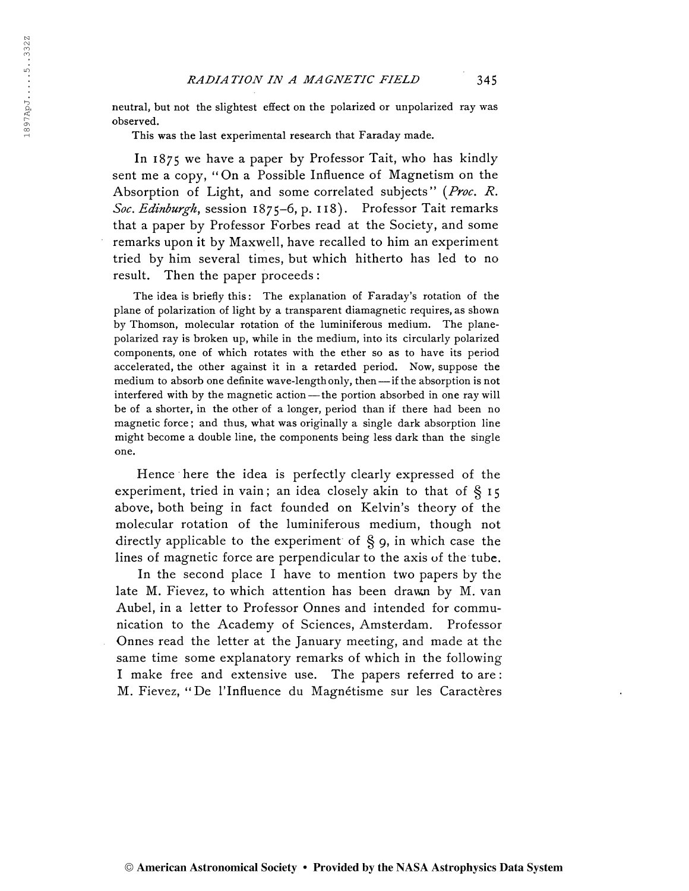neutral, but not the slightest effect on the polarized or unpolarized ray was observed.

This was the last experimental research that Faraday made.

In 1875 we have a paper by Professor Tait, who has kindly sent me a copy, "On a Possible Influence of Magnetism on the Absorption of Light, and some correlated subjects" (*Proc. R. Soc. Edinburgh*, session 1875–6, p. 118). Professor Tait remarks that a paper by Professor Forbes read at the Society, and some remarks upon it by Maxwell, have recalled to him an experiment tried by him several times, but which hitherto has led to no result. Then the paper proceeds:

> The idea is briefly this: The explanation of Faraday's rotation of the plane of polarization of light by a transparent diamagnetic requires, as shown by Thomson, molecular rotation of the luminiferous medium. The plane-polarized ray is broken up, while in the medium, into its circularly polarized components, one of which rotates with the ether so as to have its period accelerated, the other against it in a retarded period. Now, suppose the medium to absorb one definite wave-length only, then—if the absorption is not interfered with by the magnetic action—the portion absorbed in one ray will be of a shorter, in the other of a longer, period than if there had been no magnetic force; and thus, what was originally a single dark absorption line might become a double line, the components being less dark than the single one.

Hence here the idea is perfectly clearly expressed of the experiment, tried in vain; an idea closely akin to that of § 15 above, both being in fact founded on Kelvin's theory of the molecular rotation of the luminiferous medium, though not directly applicable to the experiment of § 9, in which case the lines of magnetic force are perpendicular to the axis of the tube.

In the second place I have to mention two papers by the late M. Fievez, to which attention has been drawn by M. van Aubel, in a letter to Professor Onnes and intended for communication to the Academy of Sciences, Amsterdam. Professor Onnes read the letter at the January meeting, and made at the same time some explanatory remarks of which in the following I make free and extensive use. The papers referred to are: M. Fievez, "De l'Influence du Magnétisme sur les Caractères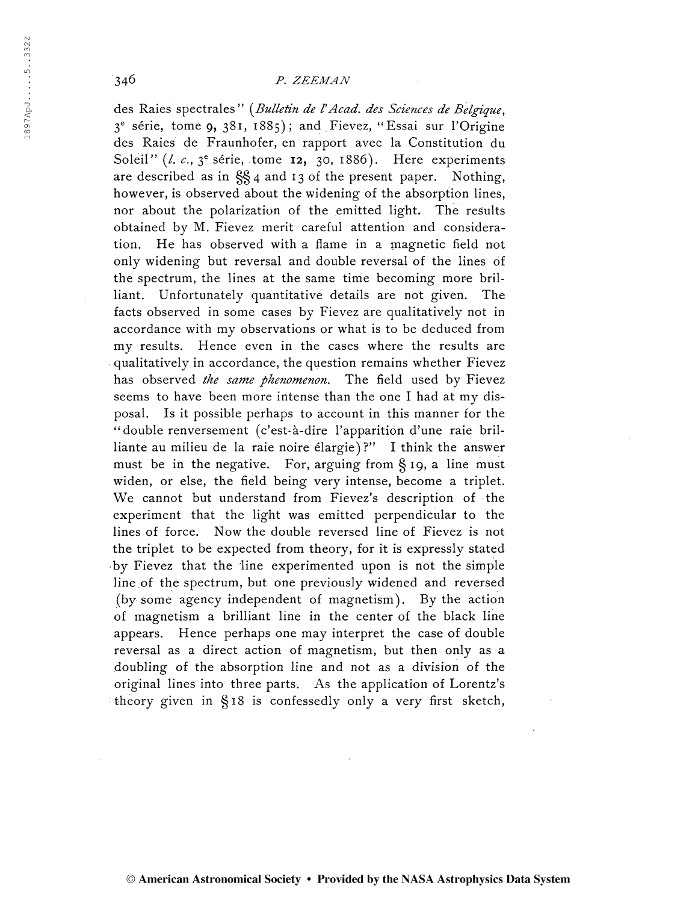des Raies spectrales" (*Bulletin de l'Acad. des Sciences de Belgique*, 3e série, tome **9**, 381, 1885); and Fievez, "Essai sur l'Origine des Raies de Fraunhofer, en rapport avec la Constitution du Soleil" (*l. c.*, 3e série, tome **12**, 30, 1886). Here experiments are described as in §§ 4 and 13 of the present paper. Nothing, however, is observed about the widening of the absorption lines, nor about the polarization of the emitted light. The results obtained by M. Fievez merit careful attention and consideration. He has observed with a flame in a magnetic field not only widening but reversal and double reversal of the lines of the spectrum, the lines at the same time becoming more brilliant. Unfortunately quantitative details are not given. The facts observed in some cases by Fievez are qualitatively not in accordance with my observations or what is to be deduced from my results. Hence even in the cases where the results are qualitatively in accordance, the question remains whether Fievez has observed *the same phenomenon*. The field used by Fievez seems to have been more intense than the one I had at my disposal. Is it possible perhaps to account in this manner for the "double renversement (c'est-à-dire l'apparition d'une raie brillante au milieu de la raie noire élargie)?" I think the answer must be in the negative. For, arguing from § 19, a line must widen, or else, the field being very intense, become a triplet. We cannot but understand from Fievez's description of the experiment that the light was emitted perpendicular to the lines of force. Now the double reversed line of Fievez is not the triplet to be expected from theory, for it is expressly stated by Fievez that the line experimented upon is not the simple line of the spectrum, but one previously widened and reversed (by some agency independent of magnetism). By the action of magnetism a brilliant line in the center of the black line appears. Hence perhaps one may interpret the case of double reversal as a direct action of magnetism, but then only as a doubling of the absorption line and not as a division of the original lines into three parts. As the application of Lorentz's theory given in § 18 is confessedly only a very first sketch,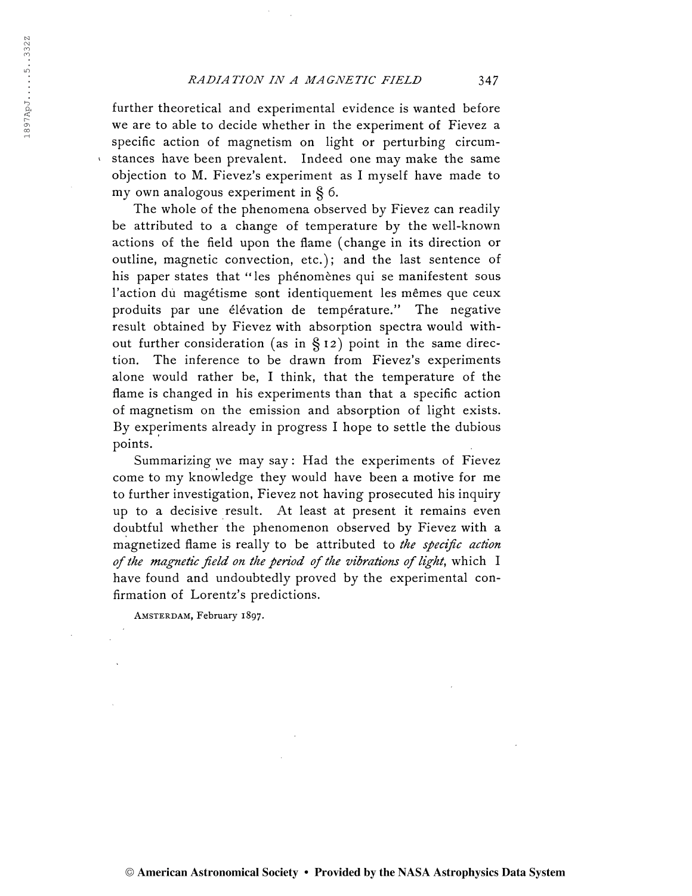further theoretical and experimental evidence is wanted before we are to able to decide whether in the experiment of Fievez a specific action of magnetism on light or perturbing circumstances have been prevalent. Indeed one may make the same objection to M. Fievez's experiment as I myself have made to my own analogous experiment in § 6.

The whole of the phenomena observed by Fievez can readily be attributed to a change of temperature by the well-known actions of the field upon the flame (change in its direction or outline, magnetic convection, etc.); and the last sentence of his paper states that "les phénomènes qui se manifestent sous l'action dù magétisme sont identiquement les mêmes que ceux produits par une élévation de température." The negative result obtained by Fievez with absorption spectra would without further consideration (as in § 12) point in the same direction. The inference to be drawn from Fievez's experiments alone would rather be, I think, that the temperature of the flame is changed in his experiments than that a specific action of magnetism on the emission and absorption of light exists. By experiments already in progress I hope to settle the dubious points.

Summarizing we may say: Had the experiments of Fievez come to my knowledge they would have been a motive for me to further investigation, Fievez not having prosecuted his inquiry up to a decisive result. At least at present it remains even doubtful whether the phenomenon observed by Fievez with a magnetized flame is really to be attributed to *the specific action of the magnetic field on the period of the vibrations of light*, which I have found and undoubtedly proved by the experimental confirmation of Lorentz's predictions.

AMSTERDAM, February 1897.